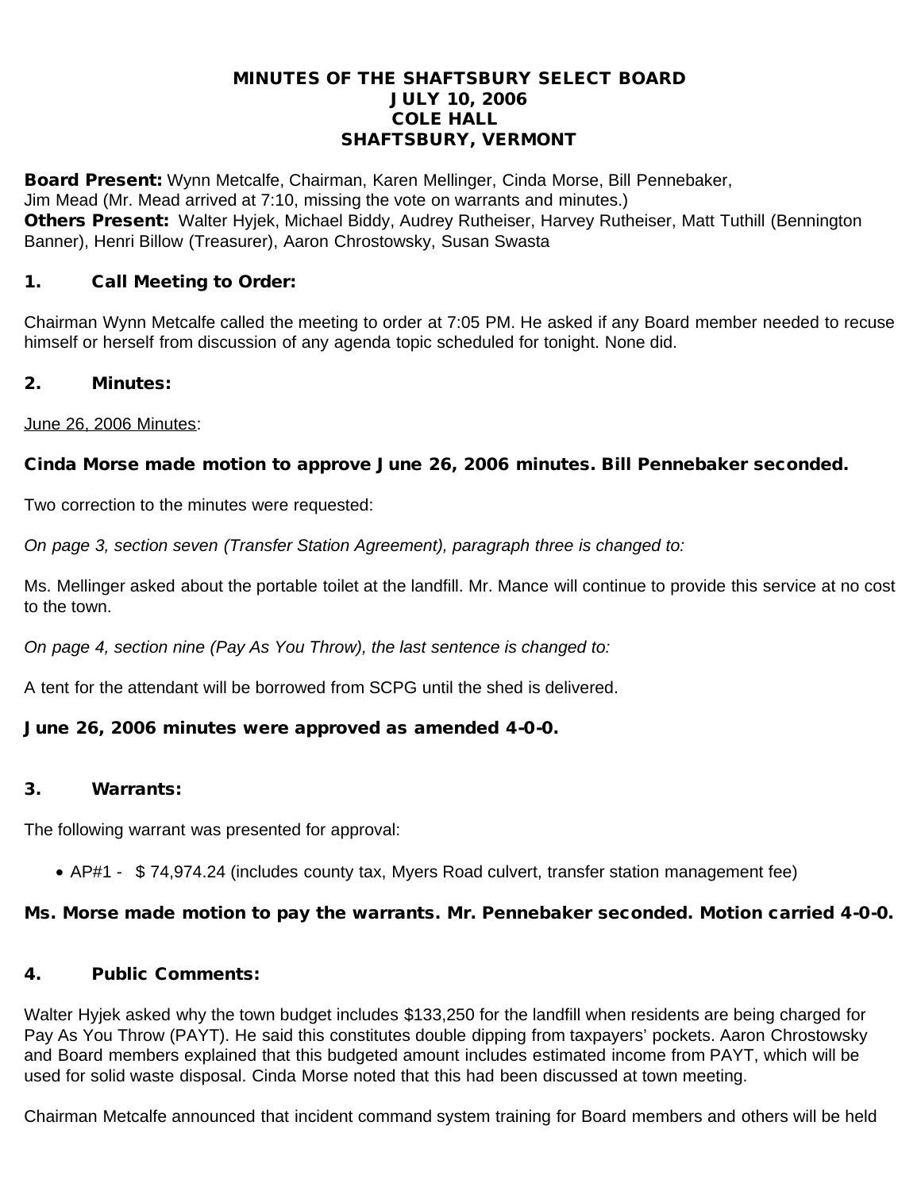# MINUTES OF THE SHAFTSBURY SELECT BOARD
# JULY 10, 2006
# COLE HALL
# SHAFTSBURY, VERMONT

**Board Present:** Wynn Metcalfe, Chairman, Karen Mellinger, Cinda Morse, Bill Pennebaker, Jim Mead (Mr. Mead arrived at 7:10, missing the vote on warrants and minutes.)
**Others Present:** Walter Hyjek, Michael Biddy, Audrey Rutheiser, Harvey Rutheiser, Matt Tuthill (Bennington Banner), Henri Billow (Treasurer), Aaron Chrostowsky, Susan Swasta

## 1. Call Meeting to Order:

Chairman Wynn Metcalfe called the meeting to order at 7:05 PM. He asked if any Board member needed to recuse himself or herself from discussion of any agenda topic scheduled for tonight. None did.

## 2. Minutes:

June 26, 2006 Minutes:

**Cinda Morse made motion to approve June 26, 2006 minutes. Bill Pennebaker seconded.**

Two correction to the minutes were requested:

*On page 3, section seven (Transfer Station Agreement), paragraph three is changed to:*

Ms. Mellinger asked about the portable toilet at the landfill. Mr. Mance will continue to provide this service at no cost to the town.

*On page 4, section nine (Pay As You Throw), the last sentence is changed to:*

A tent for the attendant will be borrowed from SCPG until the shed is delivered.

**June 26, 2006 minutes were approved as amended 4-0-0.**

## 3. Warrants:

The following warrant was presented for approval:

- AP#1 - $ 74,974.24 (includes county tax, Myers Road culvert, transfer station management fee)

**Ms. Morse made motion to pay the warrants. Mr. Pennebaker seconded. Motion carried 4-0-0.**

## 4. Public Comments:

Walter Hyjek asked why the town budget includes $133,250 for the landfill when residents are being charged for Pay As You Throw (PAYT). He said this constitutes double dipping from taxpayers' pockets. Aaron Chrostowsky and Board members explained that this budgeted amount includes estimated income from PAYT, which will be used for solid waste disposal. Cinda Morse noted that this had been discussed at town meeting.

Chairman Metcalfe announced that incident command system training for Board members and others will be held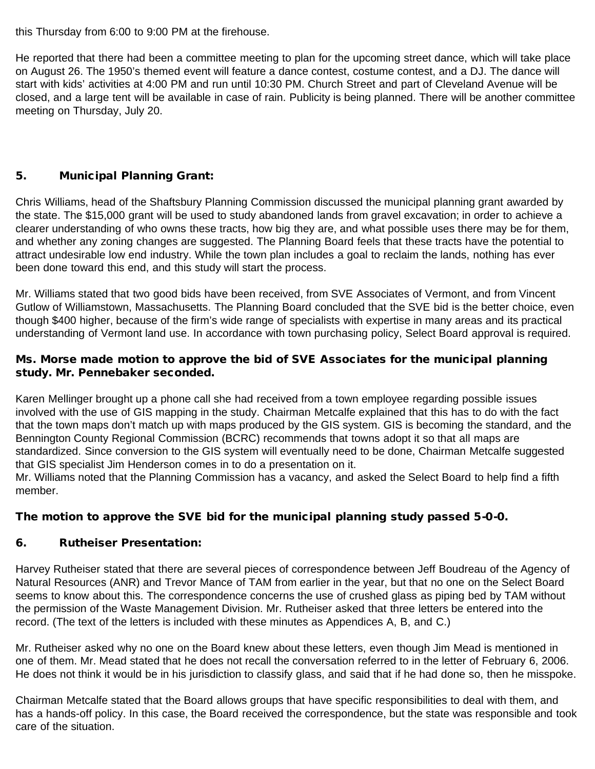this Thursday from 6:00 to 9:00 PM at the firehouse.

He reported that there had been a committee meeting to plan for the upcoming street dance, which will take place on August 26. The 1950's themed event will feature a dance contest, costume contest, and a DJ. The dance will start with kids' activities at 4:00 PM and run until 10:30 PM. Church Street and part of Cleveland Avenue will be closed, and a large tent will be available in case of rain. Publicity is being planned. There will be another committee meeting on Thursday, July 20.

## 5. Municipal Planning Grant:

Chris Williams, head of the Shaftsbury Planning Commission discussed the municipal planning grant awarded by the state. The $15,000 grant will be used to study abandoned lands from gravel excavation; in order to achieve a clearer understanding of who owns these tracts, how big they are, and what possible uses there may be for them, and whether any zoning changes are suggested. The Planning Board feels that these tracts have the potential to attract undesirable low end industry. While the town plan includes a goal to reclaim the lands, nothing has ever been done toward this end, and this study will start the process.

Mr. Williams stated that two good bids have been received, from SVE Associates of Vermont, and from Vincent Gutlow of Williamstown, Massachusetts. The Planning Board concluded that the SVE bid is the better choice, even though $400 higher, because of the firm's wide range of specialists with expertise in many areas and its practical understanding of Vermont land use. In accordance with town purchasing policy, Select Board approval is required.

**Ms. Morse made motion to approve the bid of SVE Associates for the municipal planning study. Mr. Pennebaker seconded.**

Karen Mellinger brought up a phone call she had received from a town employee regarding possible issues involved with the use of GIS mapping in the study. Chairman Metcalfe explained that this has to do with the fact that the town maps don't match up with maps produced by the GIS system. GIS is becoming the standard, and the Bennington County Regional Commission (BCRC) recommends that towns adopt it so that all maps are standardized. Since conversion to the GIS system will eventually need to be done, Chairman Metcalfe suggested that GIS specialist Jim Henderson comes in to do a presentation on it.
Mr. Williams noted that the Planning Commission has a vacancy, and asked the Select Board to help find a fifth member.

**The motion to approve the SVE bid for the municipal planning study passed 5-0-0.**

## 6. Rutheiser Presentation:

Harvey Rutheiser stated that there are several pieces of correspondence between Jeff Boudreau of the Agency of Natural Resources (ANR) and Trevor Mance of TAM from earlier in the year, but that no one on the Select Board seems to know about this. The correspondence concerns the use of crushed glass as piping bed by TAM without the permission of the Waste Management Division. Mr. Rutheiser asked that three letters be entered into the record. (The text of the letters is included with these minutes as Appendices A, B, and C.)

Mr. Rutheiser asked why no one on the Board knew about these letters, even though Jim Mead is mentioned in one of them. Mr. Mead stated that he does not recall the conversation referred to in the letter of February 6, 2006. He does not think it would be in his jurisdiction to classify glass, and said that if he had done so, then he misspoke.

Chairman Metcalfe stated that the Board allows groups that have specific responsibilities to deal with them, and has a hands-off policy. In this case, the Board received the correspondence, but the state was responsible and took care of the situation.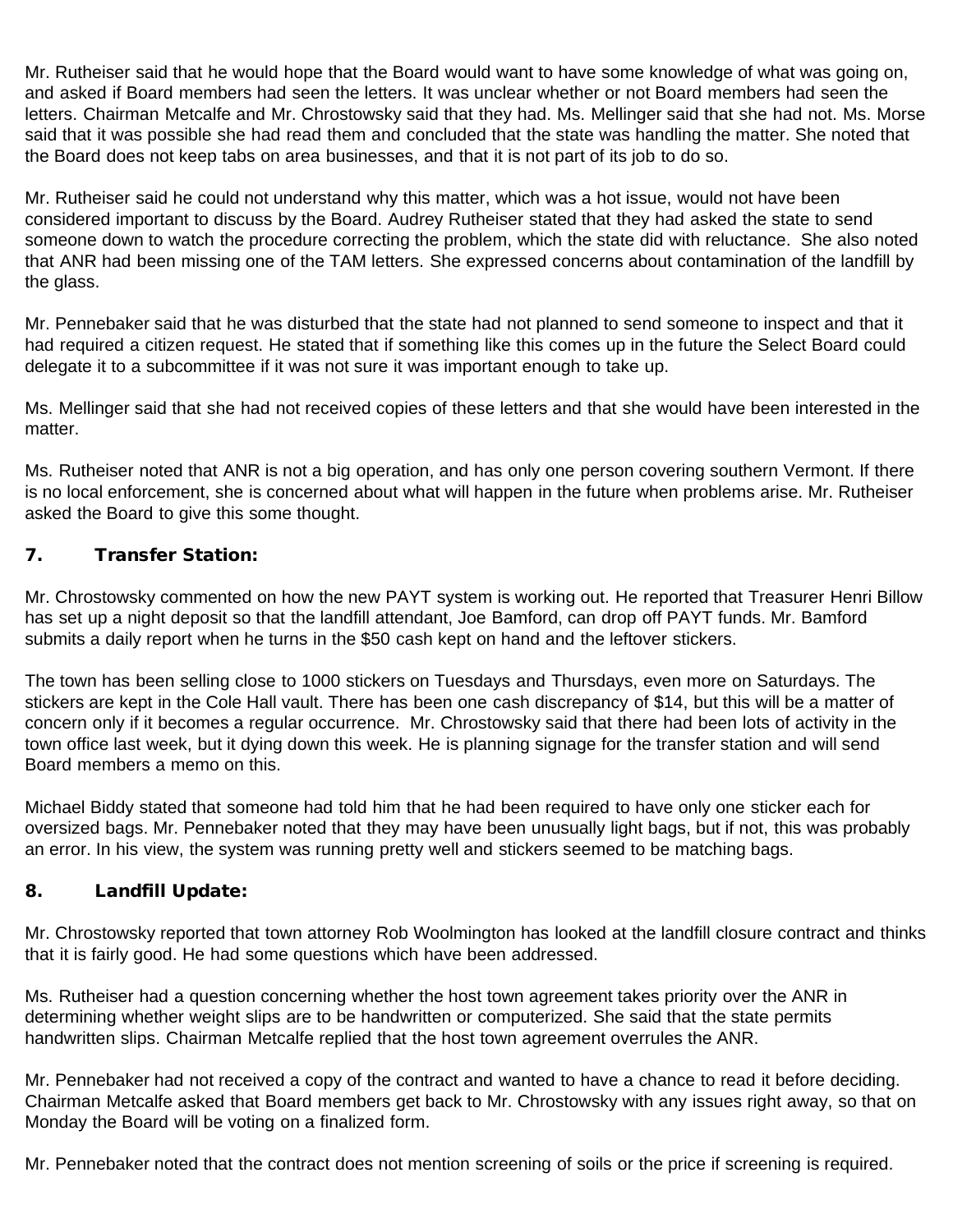Mr. Rutheiser said that he would hope that the Board would want to have some knowledge of what was going on, and asked if Board members had seen the letters. It was unclear whether or not Board members had seen the letters. Chairman Metcalfe and Mr. Chrostowsky said that they had. Ms. Mellinger said that she had not. Ms. Morse said that it was possible she had read them and concluded that the state was handling the matter. She noted that the Board does not keep tabs on area businesses, and that it is not part of its job to do so.

Mr. Rutheiser said he could not understand why this matter, which was a hot issue, would not have been considered important to discuss by the Board. Audrey Rutheiser stated that they had asked the state to send someone down to watch the procedure correcting the problem, which the state did with reluctance. She also noted that ANR had been missing one of the TAM letters. She expressed concerns about contamination of the landfill by the glass.

Mr. Pennebaker said that he was disturbed that the state had not planned to send someone to inspect and that it had required a citizen request. He stated that if something like this comes up in the future the Select Board could delegate it to a subcommittee if it was not sure it was important enough to take up.

Ms. Mellinger said that she had not received copies of these letters and that she would have been interested in the matter.

Ms. Rutheiser noted that ANR is not a big operation, and has only one person covering southern Vermont. If there is no local enforcement, she is concerned about what will happen in the future when problems arise. Mr. Rutheiser asked the Board to give this some thought.

## 7. Transfer Station:

Mr. Chrostowsky commented on how the new PAYT system is working out. He reported that Treasurer Henri Billow has set up a night deposit so that the landfill attendant, Joe Bamford, can drop off PAYT funds. Mr. Bamford submits a daily report when he turns in the $50 cash kept on hand and the leftover stickers.

The town has been selling close to 1000 stickers on Tuesdays and Thursdays, even more on Saturdays. The stickers are kept in the Cole Hall vault. There has been one cash discrepancy of $14, but this will be a matter of concern only if it becomes a regular occurrence. Mr. Chrostowsky said that there had been lots of activity in the town office last week, but it dying down this week. He is planning signage for the transfer station and will send Board members a memo on this.

Michael Biddy stated that someone had told him that he had been required to have only one sticker each for oversized bags. Mr. Pennebaker noted that they may have been unusually light bags, but if not, this was probably an error. In his view, the system was running pretty well and stickers seemed to be matching bags.

## 8. Landfill Update:

Mr. Chrostowsky reported that town attorney Rob Woolmington has looked at the landfill closure contract and thinks that it is fairly good. He had some questions which have been addressed.

Ms. Rutheiser had a question concerning whether the host town agreement takes priority over the ANR in determining whether weight slips are to be handwritten or computerized. She said that the state permits handwritten slips. Chairman Metcalfe replied that the host town agreement overrules the ANR.

Mr. Pennebaker had not received a copy of the contract and wanted to have a chance to read it before deciding. Chairman Metcalfe asked that Board members get back to Mr. Chrostowsky with any issues right away, so that on Monday the Board will be voting on a finalized form.

Mr. Pennebaker noted that the contract does not mention screening of soils or the price if screening is required.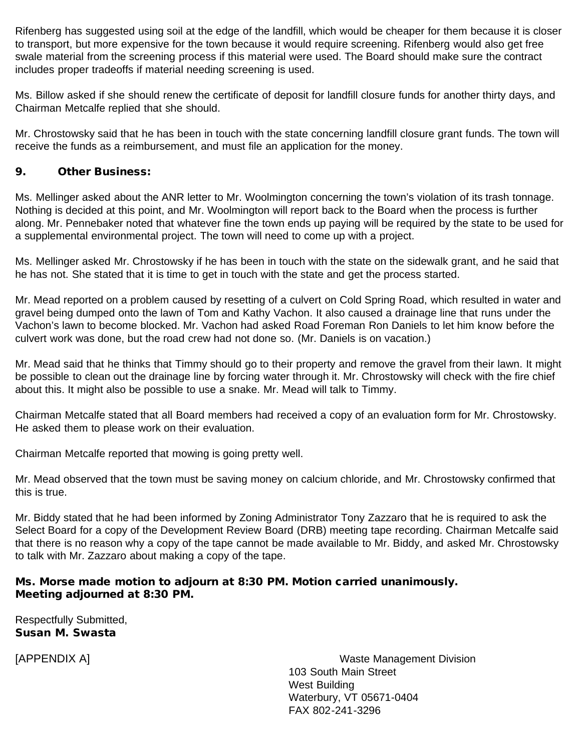Rifenberg has suggested using soil at the edge of the landfill, which would be cheaper for them because it is closer to transport, but more expensive for the town because it would require screening. Rifenberg would also get free swale material from the screening process if this material were used. The Board should make sure the contract includes proper tradeoffs if material needing screening is used.

Ms. Billow asked if she should renew the certificate of deposit for landfill closure funds for another thirty days, and Chairman Metcalfe replied that she should.

Mr. Chrostowsky said that he has been in touch with the state concerning landfill closure grant funds. The town will receive the funds as a reimbursement, and must file an application for the money.

## 9. Other Business:

Ms. Mellinger asked about the ANR letter to Mr. Woolmington concerning the town's violation of its trash tonnage. Nothing is decided at this point, and Mr. Woolmington will report back to the Board when the process is further along. Mr. Pennebaker noted that whatever fine the town ends up paying will be required by the state to be used for a supplemental environmental project. The town will need to come up with a project.

Ms. Mellinger asked Mr. Chrostowsky if he has been in touch with the state on the sidewalk grant, and he said that he has not. She stated that it is time to get in touch with the state and get the process started.

Mr. Mead reported on a problem caused by resetting of a culvert on Cold Spring Road, which resulted in water and gravel being dumped onto the lawn of Tom and Kathy Vachon. It also caused a drainage line that runs under the Vachon's lawn to become blocked. Mr. Vachon had asked Road Foreman Ron Daniels to let him know before the culvert work was done, but the road crew had not done so. (Mr. Daniels is on vacation.)

Mr. Mead said that he thinks that Timmy should go to their property and remove the gravel from their lawn. It might be possible to clean out the drainage line by forcing water through it. Mr. Chrostowsky will check with the fire chief about this. It might also be possible to use a snake. Mr. Mead will talk to Timmy.

Chairman Metcalfe stated that all Board members had received a copy of an evaluation form for Mr. Chrostowsky. He asked them to please work on their evaluation.

Chairman Metcalfe reported that mowing is going pretty well.

Mr. Mead observed that the town must be saving money on calcium chloride, and Mr. Chrostowsky confirmed that this is true.

Mr. Biddy stated that he had been informed by Zoning Administrator Tony Zazzaro that he is required to ask the Select Board for a copy of the Development Review Board (DRB) meeting tape recording. Chairman Metcalfe said that there is no reason why a copy of the tape cannot be made available to Mr. Biddy, and asked Mr. Chrostowsky to talk with Mr. Zazzaro about making a copy of the tape.

**Ms. Morse made motion to adjourn at 8:30 PM. Motion carried unanimously.**
**Meeting adjourned at 8:30 PM.**

Respectfully Submitted,
**Susan M. Swasta**

[APPENDIX A]

Waste Management Division
103 South Main Street
West Building
Waterbury, VT 05671-0404
FAX 802-241-3296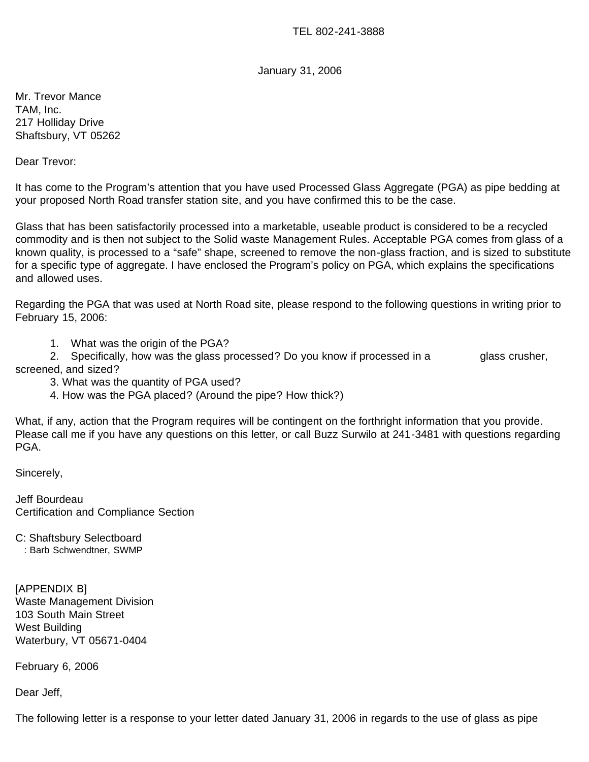TEL 802-241-3888

January 31, 2006

Mr. Trevor Mance
TAM, Inc.
217 Holliday Drive
Shaftsbury, VT 05262

Dear Trevor:

It has come to the Program's attention that you have used Processed Glass Aggregate (PGA) as pipe bedding at your proposed North Road transfer station site, and you have confirmed this to be the case.

Glass that has been satisfactorily processed into a marketable, useable product is considered to be a recycled commodity and is then not subject to the Solid waste Management Rules. Acceptable PGA comes from glass of a known quality, is processed to a "safe" shape, screened to remove the non-glass fraction, and is sized to substitute for a specific type of aggregate. I have enclosed the Program's policy on PGA, which explains the specifications and allowed uses.

Regarding the PGA that was used at North Road site, please respond to the following questions in writing prior to February 15, 2006:

1. What was the origin of the PGA?
2. Specifically, how was the glass processed? Do you know if processed in a glass crusher, screened, and sized?
3. What was the quantity of PGA used?
4. How was the PGA placed? (Around the pipe? How thick?)

What, if any, action that the Program requires will be contingent on the forthright information that you provide. Please call me if you have any questions on this letter, or call Buzz Surwilo at 241-3481 with questions regarding PGA.

Sincerely,

Jeff Bourdeau
Certification and Compliance Section

C: Shaftsbury Selectboard
: Barb Schwendtner, SWMP

[APPENDIX B]
Waste Management Division
103 South Main Street
West Building
Waterbury, VT 05671-0404

February 6, 2006

Dear Jeff,

The following letter is a response to your letter dated January 31, 2006 in regards to the use of glass as pipe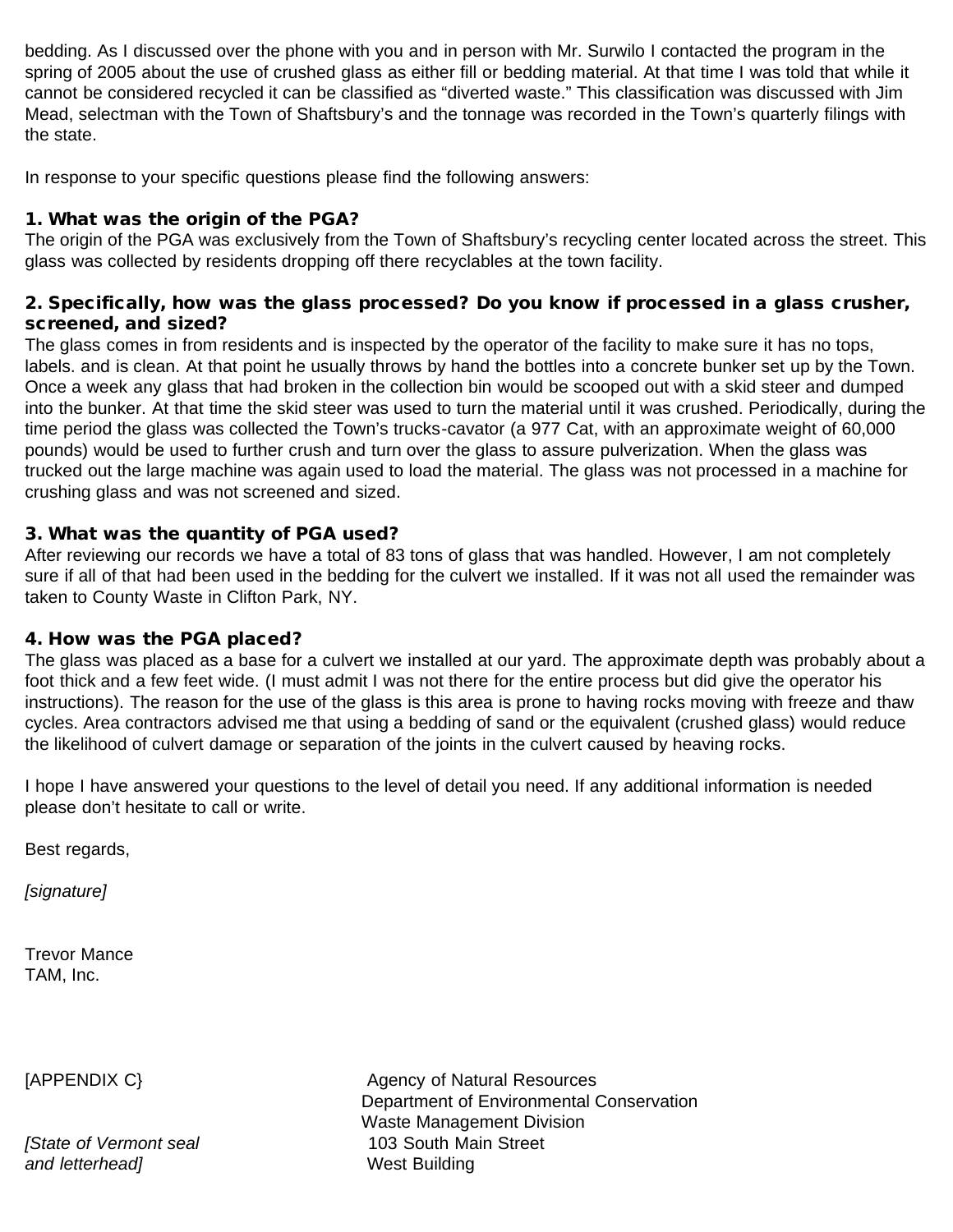bedding. As I discussed over the phone with you and in person with Mr. Surwilo I contacted the program in the spring of 2005 about the use of crushed glass as either fill or bedding material. At that time I was told that while it cannot be considered recycled it can be classified as "diverted waste." This classification was discussed with Jim Mead, selectman with the Town of Shaftsbury's and the tonnage was recorded in the Town's quarterly filings with the state.

In response to your specific questions please find the following answers:

**1. What was the origin of the PGA?**
The origin of the PGA was exclusively from the Town of Shaftsbury's recycling center located across the street. This glass was collected by residents dropping off there recyclables at the town facility.

**2. Specifically, how was the glass processed? Do you know if processed in a glass crusher, screened, and sized?**
The glass comes in from residents and is inspected by the operator of the facility to make sure it has no tops, labels. and is clean. At that point he usually throws by hand the bottles into a concrete bunker set up by the Town. Once a week any glass that had broken in the collection bin would be scooped out with a skid steer and dumped into the bunker. At that time the skid steer was used to turn the material until it was crushed. Periodically, during the time period the glass was collected the Town's trucks-cavator (a 977 Cat, with an approximate weight of 60,000 pounds) would be used to further crush and turn over the glass to assure pulverization. When the glass was trucked out the large machine was again used to load the material. The glass was not processed in a machine for crushing glass and was not screened and sized.

**3. What was the quantity of PGA used?**
After reviewing our records we have a total of 83 tons of glass that was handled. However, I am not completely sure if all of that had been used in the bedding for the culvert we installed. If it was not all used the remainder was taken to County Waste in Clifton Park, NY.

**4. How was the PGA placed?**
The glass was placed as a base for a culvert we installed at our yard. The approximate depth was probably about a foot thick and a few feet wide. (I must admit I was not there for the entire process but did give the operator his instructions). The reason for the use of the glass is this area is prone to having rocks moving with freeze and thaw cycles. Area contractors advised me that using a bedding of sand or the equivalent (crushed glass) would reduce the likelihood of culvert damage or separation of the joints in the culvert caused by heaving rocks.

I hope I have answered your questions to the level of detail you need. If any additional information is needed please don't hesitate to call or write.

Best regards,

*[signature]*

Trevor Mance
TAM, Inc.

[APPENDIX C}

*[State of Vermont seal and letterhead]*

Agency of Natural Resources
Department of Environmental Conservation
Waste Management Division
103 South Main Street
West Building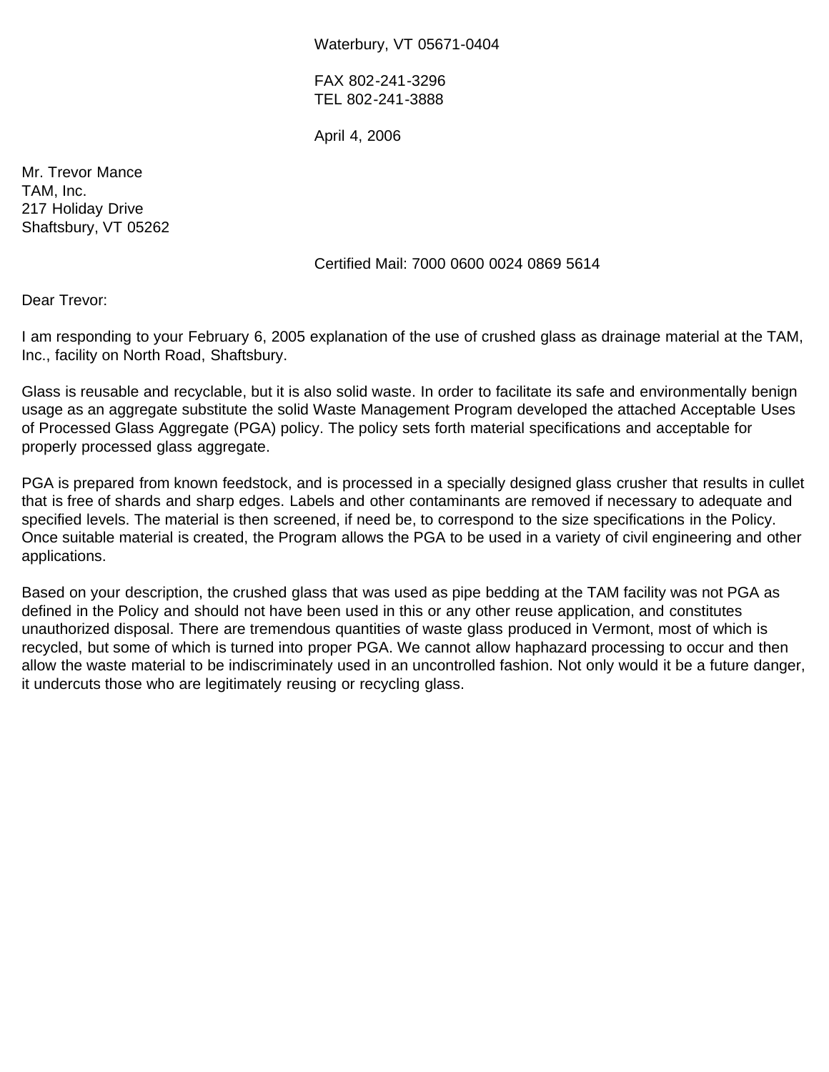Waterbury, VT 05671-0404

FAX 802-241-3296
TEL 802-241-3888

April 4, 2006

Mr. Trevor Mance
TAM, Inc.
217 Holiday Drive
Shaftsbury, VT 05262

Certified Mail: 7000 0600 0024 0869 5614

Dear Trevor:

I am responding to your February 6, 2005 explanation of the use of crushed glass as drainage material at the TAM, Inc., facility on North Road, Shaftsbury.

Glass is reusable and recyclable, but it is also solid waste. In order to facilitate its safe and environmentally benign usage as an aggregate substitute the solid Waste Management Program developed the attached Acceptable Uses of Processed Glass Aggregate (PGA) policy. The policy sets forth material specifications and acceptable for properly processed glass aggregate.

PGA is prepared from known feedstock, and is processed in a specially designed glass crusher that results in cullet that is free of shards and sharp edges. Labels and other contaminants are removed if necessary to adequate and specified levels. The material is then screened, if need be, to correspond to the size specifications in the Policy. Once suitable material is created, the Program allows the PGA to be used in a variety of civil engineering and other applications.

Based on your description, the crushed glass that was used as pipe bedding at the TAM facility was not PGA as defined in the Policy and should not have been used in this or any other reuse application, and constitutes unauthorized disposal. There are tremendous quantities of waste glass produced in Vermont, most of which is recycled, but some of which is turned into proper PGA. We cannot allow haphazard processing to occur and then allow the waste material to be indiscriminately used in an uncontrolled fashion. Not only would it be a future danger, it undercuts those who are legitimately reusing or recycling glass.